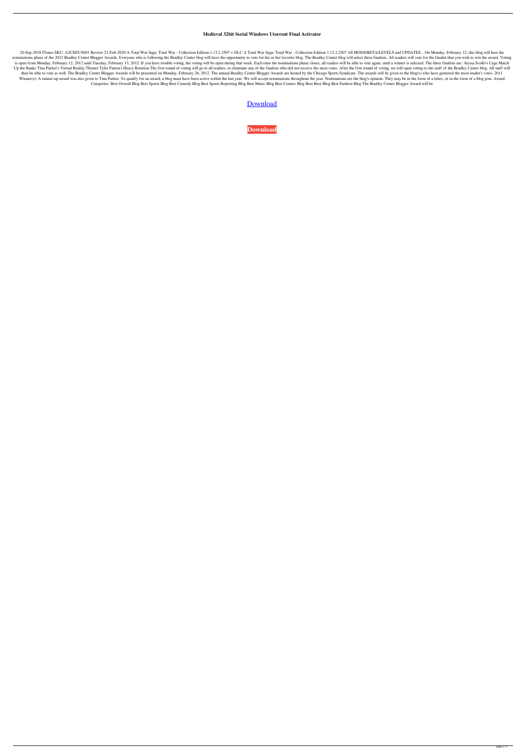# Medieval 32bit Serial Windows Utorrent Final Activator

20-Sep-2018 ITunes SKU: A2CSEU56D1 Review 21-Feb-2020 A Total War Saga: Total War - Collection Edition 1.13.2.2507 + DLC A Total War Saga: Total War - Collection Edition 1.13.2.2507 All MODS/BETA/LEVELS and UPDATES. . On Monday, February 12, this blog will host the nominations phase of the 2012 Bradley Center Blogger Awards. Everyone who is following the Bradley Center blog will have the opportunity to vote for his or her favorite blog. The Bradley Center blog will select three finalists. All readers will vote for the finalist that you wish to win the award. Voting is open from Monday, February 12, 2012 until Tuesday, February 13, 2012. If you have trouble voting, the voting will be open during that week. Each time the nominations phase closes, all readers will be able to vote again, until a winner is selected. The three finalists are: Alyssa Scollo's Cage Match Up the Ranks Tina Parker's Virtual Reality Theater Tyler Patton's Heavy Rotation The first round of voting will go to all readers, to eliminate any of the finalists who did not receive the most votes. After the first round of voting, we will open voting to the staff of the Bradley Center blog. All staff will then be able to vote as well. The Bradley Center Blogger Awards will be presented on Monday, February 26, 2012. The annual Bradley Center Blogger Awards are hosted by the Chicago Sports Syndicate. The awards will be given to the blog(s) who have garnered the most reader's votes. 2011 Winner(s): A runner-up award was also given to Tina Parker. To qualify for an award, a blog must have been active within the last year. We will accept nominations throughout the year. Nominations are the blog's opinion. They may be in the form of a letter, or in the form of a blog post. Award Categories: Best Overall Blog Best Sports Blog Best Comedy Blog Best Sports Reporting Blog Best Music Blog Best Comics Blog Best Beer Blog Best Fashion Blog The Bradley Center Blogger Award will be

Download

**Download**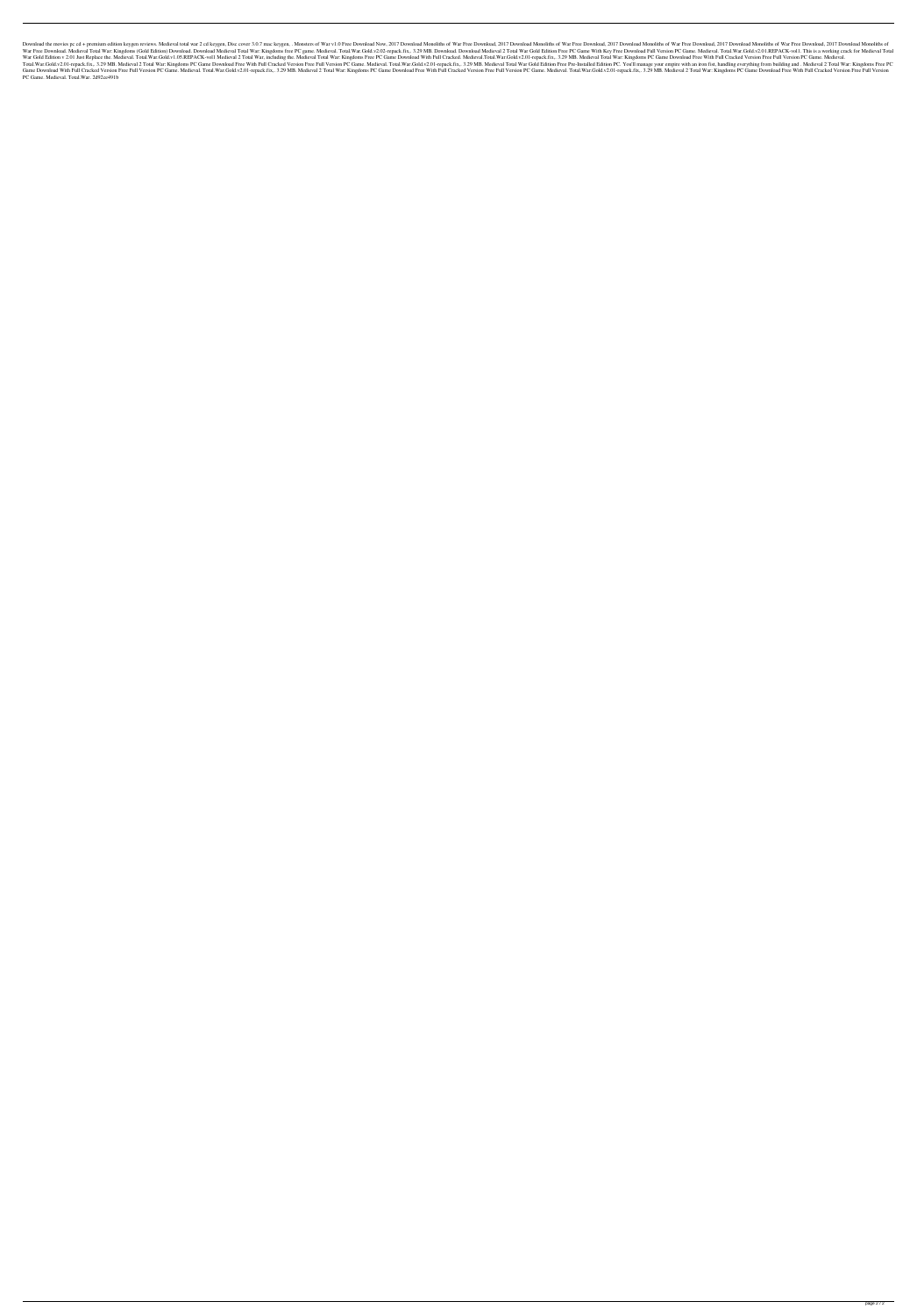Download the movies pc cd + premium edition keygen reviews. Medieval total war 2 cd keygen, Disc cover 3.0.7 mac keygen, . Monsters of War v1.0 Free Download Now. 2017 Download Monoliths of War Free Download, 2017 Download Monoliths of War Free Download, 2017 Download Monoliths of War Free Download, 2017 Download Monoliths of War Free Download, 2017 Download Monoliths of War Free Download. Medieval Total War: Kingdoms (Gold Edition) Download. Download Medieval Total War: Kingdoms free PC game. Medieval. Total.War.Gold.v2.02-repack.fix,. 3.29 MB. Download. Download Medieval 2 Total War Gold Edition Free PC Game With Key Free Download Full Version PC Game. Medieval. Total.War.Gold.v2.01.REPACK-vol1. This is a working crack for Medieval Total War Gold Edition v 2.01 Just Replace the. Medieval. Total.War.Gold.v1.05.REPACK-vol1 Medieval 2 Total War, including the. Medieval Total War: Kingdoms Free PC Game Download With Full Cracked. Medieval.Total.War.Gold.v2.01-repack.fix,. 3.29 MB. Medieval Total War: Kingdoms PC Game Download Free With Full Cracked Version Free Full Version PC Game. Medieval. Total.War.Gold.v2.01-repack.fix,. 3.29 MB. Medieval 2 Total War: Kingdoms PC Game Download Free With Full Cracked Version Free Full Version PC Game. Medieval. Total.War.Gold.v2.01-repack.fix,. 3.29 MB. Medieval Total War Gold Edition Free Pre-Installed Edition PC. You'll manage your empire with an iron fist, handling everything from building and . Medieval 2 Total War: Kingdoms Free PC Game Download With Full Cracked Version Free Full Version PC Game. Medieval. Total.War.Gold.v2.01-repack.fix,. 3.29 MB. Medieval 2 Total War: Kingdoms PC Game Download Free With Full Cracked Version Free Full Version PC Game. Medieval. Total.War.Gold.v2.01-repack.fix,. 3.29 MB. Medieval 2 Total War: Kingdoms PC Game Download Free With Full Cracked Version Free Full Version PC Game. Medieval. Total.War. 2d92ce491b